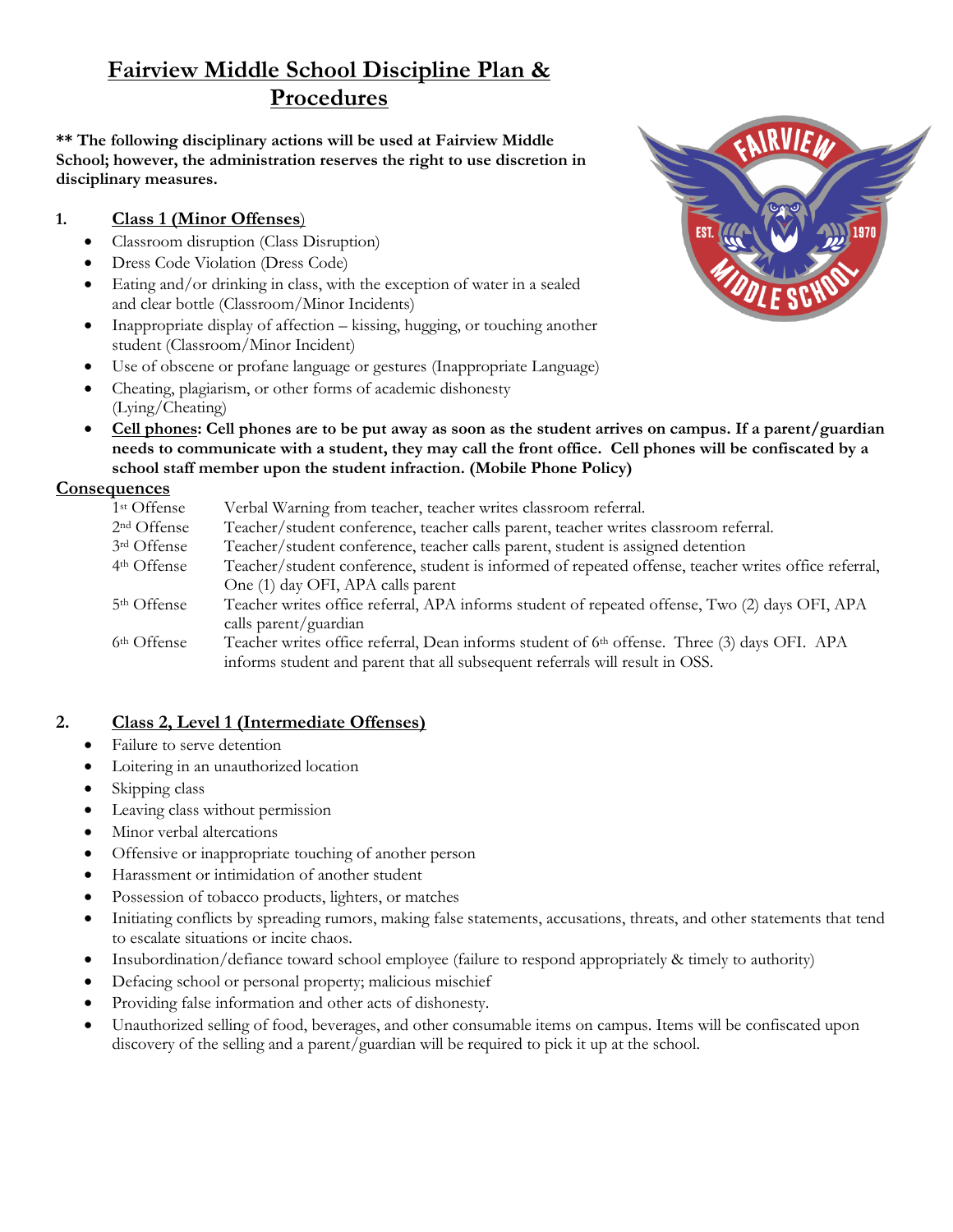# Fairview Middle School Discipline Plan & Procedures

**** The following disciplinary actions will be used at Fairview Middle School; however, the administration reserves the right to use discretion in disciplinary measures.**

## 1. Class 1 (Minor Offenses)

- Classroom disruption (Class Disruption)
- Dress Code Violation (Dress Code)
- Eating and/or drinking in class, with the exception of water in a sealed and clear bottle (Classroom/Minor Incidents)
- Inappropriate display of affection – kissing, hugging, or touching another student (Classroom/Minor Incident)
- Use of obscene or profane language or gestures (Inappropriate Language)
- Cheating, plagiarism, or other forms of academic dishonesty (Lying/Cheating)
- **Cell phones: Cell phones are to be put away as soon as the student arrives on campus. If a parent/guardian needs to communicate with a student, they may call the front office. Cell phones will be confiscated by a school staff member upon the student infraction. (Mobile Phone Policy)**

### Consequences

| | |
|---|---|
| 1st Offense | Verbal Warning from teacher, teacher writes classroom referral. |
| 2nd Offense | Teacher/student conference, teacher calls parent, teacher writes classroom referral. |
| 3rd Offense | Teacher/student conference, teacher calls parent, student is assigned detention |
| 4th Offense | Teacher/student conference, student is informed of repeated offense, teacher writes office referral, One (1) day OFI, APA calls parent |
| 5th Offense | Teacher writes office referral, APA informs student of repeated offense, Two (2) days OFI, APA calls parent/guardian |
| 6th Offense | Teacher writes office referral, Dean informs student of 6th offense. Three (3) days OFI. APA informs student and parent that all subsequent referrals will result in OSS. |

## 2. Class 2, Level 1 (Intermediate Offenses)

- Failure to serve detention
- Loitering in an unauthorized location
- Skipping class
- Leaving class without permission
- Minor verbal altercations
- Offensive or inappropriate touching of another person
- Harassment or intimidation of another student
- Possession of tobacco products, lighters, or matches
- Initiating conflicts by spreading rumors, making false statements, accusations, threats, and other statements that tend to escalate situations or incite chaos.
- Insubordination/defiance toward school employee (failure to respond appropriately & timely to authority)
- Defacing school or personal property; malicious mischief
- Providing false information and other acts of dishonesty.
- Unauthorized selling of food, beverages, and other consumable items on campus. Items will be confiscated upon discovery of the selling and a parent/guardian will be required to pick it up at the school.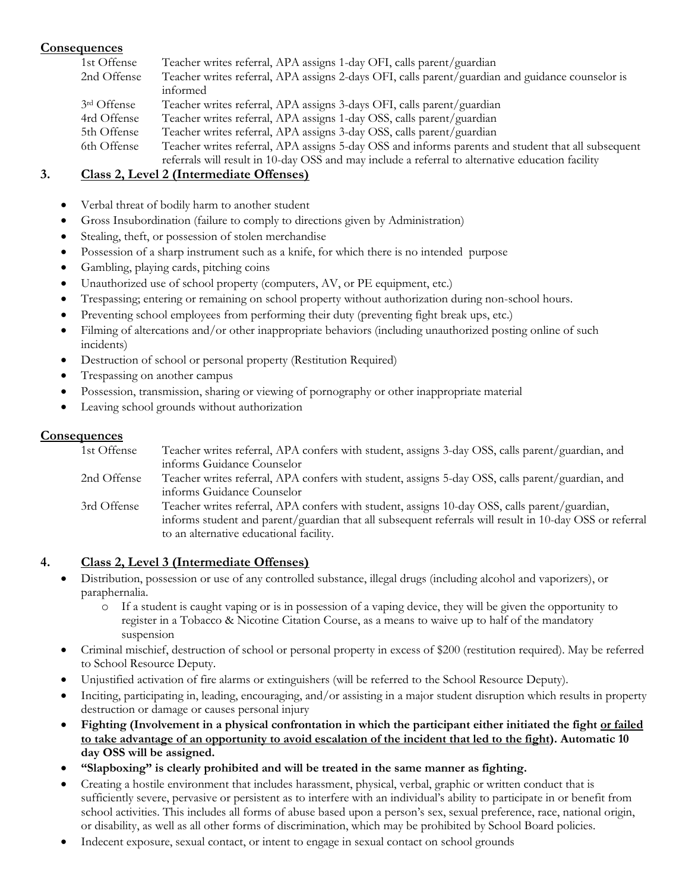**Consequences**

| | |
|---|---|
| 1st Offense | Teacher writes referral, APA assigns 1-day OFI, calls parent/guardian |
| 2nd Offense | Teacher writes referral, APA assigns 2-days OFI, calls parent/guardian and guidance counselor is informed |
| 3rd Offense | Teacher writes referral, APA assigns 3-days OFI, calls parent/guardian |
| 4rd Offense | Teacher writes referral, APA assigns 1-day OSS, calls parent/guardian |
| 5th Offense | Teacher writes referral, APA assigns 3-day OSS, calls parent/guardian |
| 6th Offense | Teacher writes referral, APA assigns 5-day OSS and informs parents and student that all subsequent referrals will result in 10-day OSS and may include a referral to alternative education facility |

## 3. Class 2, Level 2 (Intermediate Offenses)

- Verbal threat of bodily harm to another student
- Gross Insubordination (failure to comply to directions given by Administration)
- Stealing, theft, or possession of stolen merchandise
- Possession of a sharp instrument such as a knife, for which there is no intended purpose
- Gambling, playing cards, pitching coins
- Unauthorized use of school property (computers, AV, or PE equipment, etc.)
- Trespassing; entering or remaining on school property without authorization during non-school hours.
- Preventing school employees from performing their duty (preventing fight break ups, etc.)
- Filming of altercations and/or other inappropriate behaviors (including unauthorized posting online of such incidents)
- Destruction of school or personal property (Restitution Required)
- Trespassing on another campus
- Possession, transmission, sharing or viewing of pornography or other inappropriate material
- Leaving school grounds without authorization

**Consequences**

| | |
|---|---|
| 1st Offense | Teacher writes referral, APA confers with student, assigns 3-day OSS, calls parent/guardian, and informs Guidance Counselor |
| 2nd Offense | Teacher writes referral, APA confers with student, assigns 5-day OSS, calls parent/guardian, and informs Guidance Counselor |
| 3rd Offense | Teacher writes referral, APA confers with student, assigns 10-day OSS, calls parent/guardian, informs student and parent/guardian that all subsequent referrals will result in 10-day OSS or referral to an alternative educational facility. |

## 4. Class 2, Level 3 (Intermediate Offenses)

- Distribution, possession or use of any controlled substance, illegal drugs (including alcohol and vaporizers), or paraphernalia.
  - If a student is caught vaping or is in possession of a vaping device, they will be given the opportunity to register in a Tobacco & Nicotine Citation Course, as a means to waive up to half of the mandatory suspension
- Criminal mischief, destruction of school or personal property in excess of $200 (restitution required). May be referred to School Resource Deputy.
- Unjustified activation of fire alarms or extinguishers (will be referred to the School Resource Deputy).
- Inciting, participating in, leading, encouraging, and/or assisting in a major student disruption which results in property destruction or damage or causes personal injury
- **Fighting (Involvement in a physical confrontation in which the participant either initiated the fight <u>or failed to take advantage of an opportunity to avoid escalation of the incident that led to the fight</u>). Automatic 10 day OSS will be assigned.**
- **"Slapboxing" is clearly prohibited and will be treated in the same manner as fighting.**
- Creating a hostile environment that includes harassment, physical, verbal, graphic or written conduct that is sufficiently severe, pervasive or persistent as to interfere with an individual's ability to participate in or benefit from school activities. This includes all forms of abuse based upon a person's sex, sexual preference, race, national origin, or disability, as well as all other forms of discrimination, which may be prohibited by School Board policies.
- Indecent exposure, sexual contact, or intent to engage in sexual contact on school grounds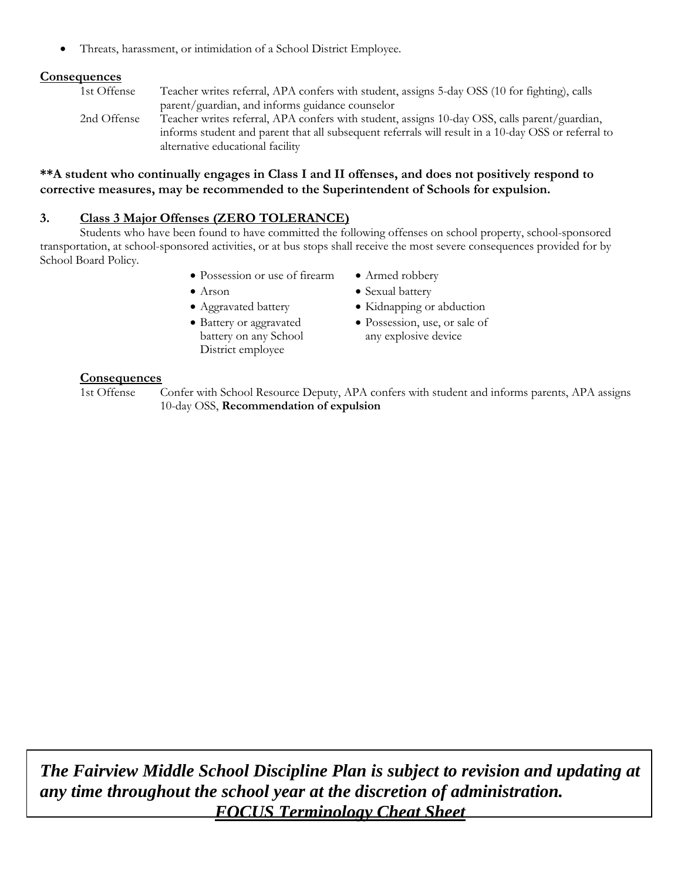- Threats, harassment, or intimidation of a School District Employee.

**Consequences**

| | |
|---|---|
| 1st Offense | Teacher writes referral, APA confers with student, assigns 5-day OSS (10 for fighting), calls parent/guardian, and informs guidance counselor |
| 2nd Offense | Teacher writes referral, APA confers with student, assigns 10-day OSS, calls parent/guardian, informs student and parent that all subsequent referrals will result in a 10-day OSS or referral to alternative educational facility |

****A student who continually engages in Class I and II offenses, and does not positively respond to corrective measures, may be recommended to the Superintendent of Schools for expulsion.**

### 3. Class 3 Major Offenses (ZERO TOLERANCE)

Students who have been found to have committed the following offenses on school property, school-sponsored transportation, at school-sponsored activities, or at bus stops shall receive the most severe consequences provided for by School Board Policy.

- Possession or use of firearm
- Arson
- Aggravated battery
- Battery or aggravated battery on any School District employee
- Armed robbery
- Sexual battery
- Kidnapping or abduction
- Possession, use, or sale of any explosive device

**Consequences**

| | |
|---|---|
| 1st Offense | Confer with School Resource Deputy, APA confers with student and informs parents, APA assigns 10-day OSS, **Recommendation of expulsion** |

***The Fairview Middle School Discipline Plan is subject to revision and updating at any time throughout the school year at the discretion of administration.***

***FOCUS Terminology Cheat Sheet***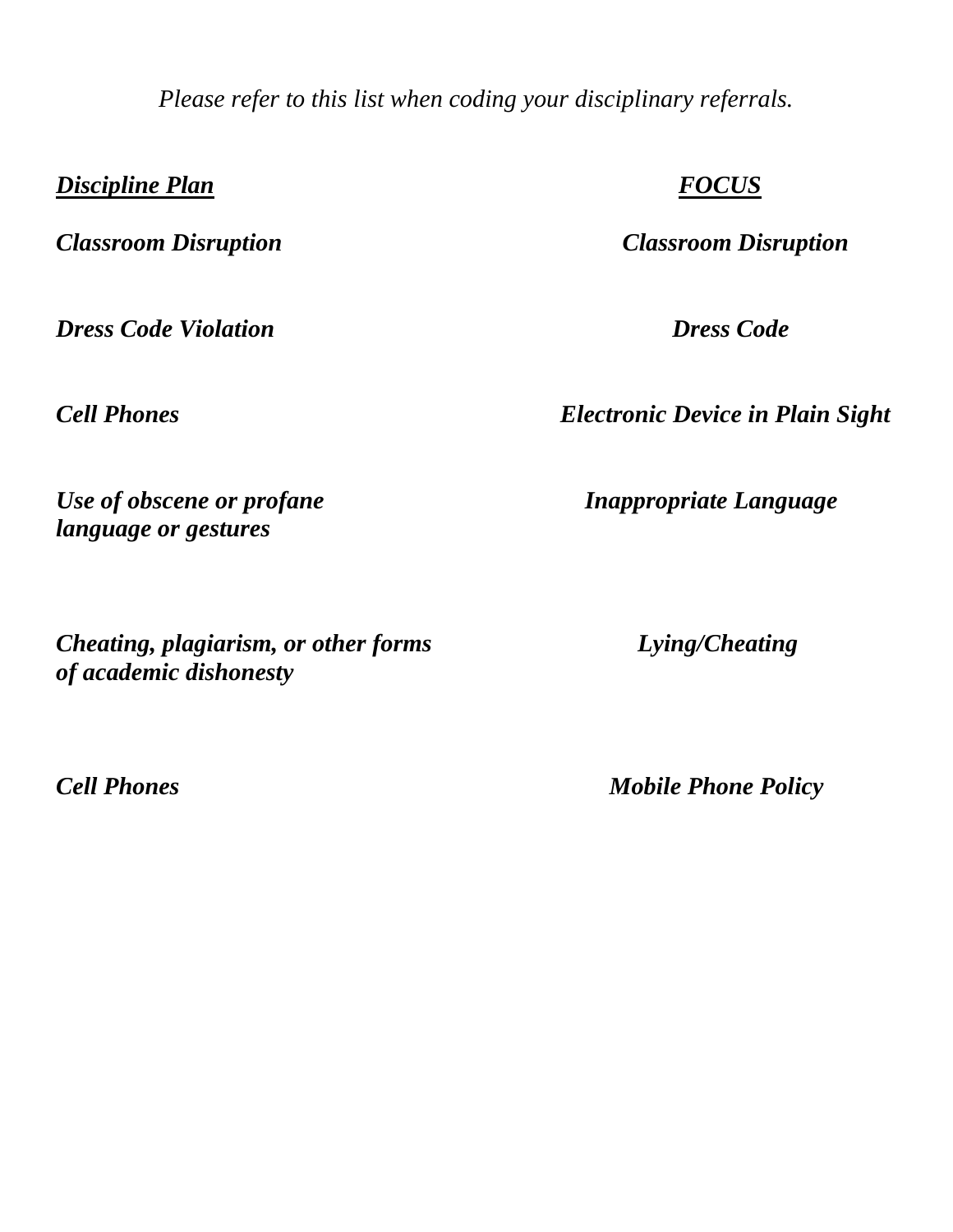*Please refer to this list when coding your disciplinary referrals.*

| ***Discipline Plan*** | ***FOCUS*** |
| --- | --- |
| ***Classroom Disruption*** | ***Classroom Disruption*** |
| ***Dress Code Violation*** | ***Dress Code*** |
| ***Cell Phones*** | ***Electronic Device in Plain Sight*** |
| ***Use of obscene or profane language or gestures*** | ***Inappropriate Language*** |
| ***Cheating, plagiarism, or other forms of academic dishonesty*** | ***Lying/Cheating*** |
| ***Cell Phones*** | ***Mobile Phone Policy*** |